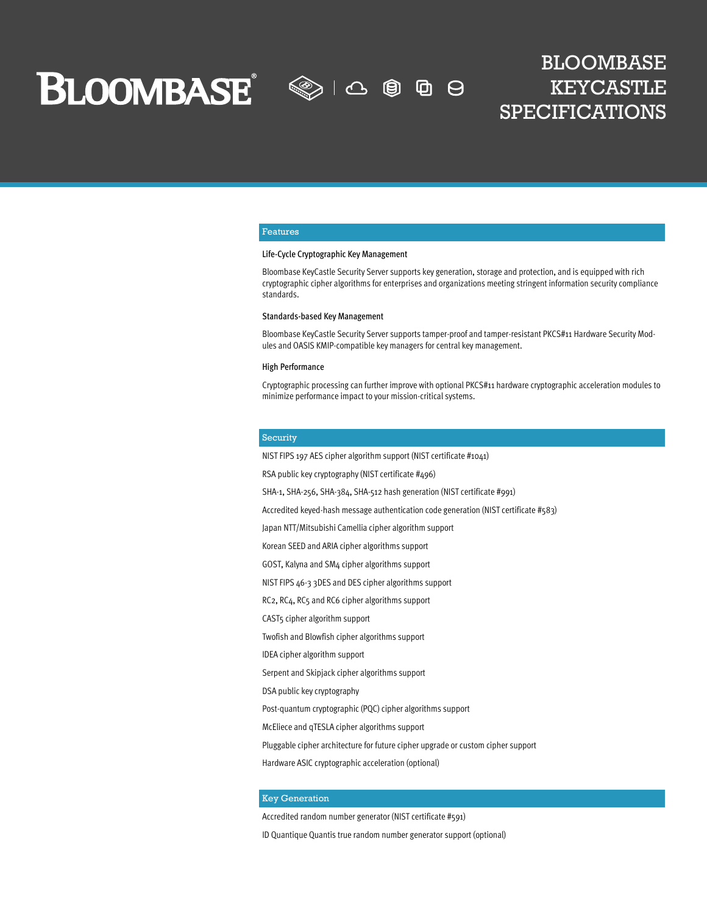# BLOOMBASE KEYCASTLE SPECIFICATIONS

## Features

### Life-Cycle Cryptographic Key Management

Bloombase KeyCastle Security Server supports key generation, storage and protection, and is equipped with rich cryptographic cipher algorithms for enterprises and organizations meeting stringent information security compliance standards.

### Standards-based Key Management

Bloombase KeyCastle Security Server supports tamper-proof and tamper-resistant PKCS#11 Hardware Security Modules and OASIS KMIP-compatible key managers for central key management.

### High Performance

Cryptographic processing can further improve with optional PKCS#11 hardware cryptographic acceleration modules to minimize performance impact to your mission-critical systems.

## Security

NIST FIPS 197 AES cipher algorithm support (NIST certificate #1041)

RSA public key cryptography (NIST certificate #496)

SHA-1, SHA-256, SHA-384, SHA-512 hash generation (NIST certificate #991)

Accredited keyed-hash message authentication code generation (NIST certificate #583)

Japan NTT/Mitsubishi Camellia cipher algorithm support

Korean SEED and ARIA cipher algorithms support

GOST, Kalyna and SM4 cipher algorithms support

NIST FIPS 46-3 3DES and DES cipher algorithms support

RC2, RC4, RC5 and RC6 cipher algorithms support

CAST5 cipher algorithm support

Twofish and Blowfish cipher algorithms support

IDEA cipher algorithm support

Serpent and Skipjack cipher algorithms support

DSA public key cryptography

Post-quantum cryptographic (PQC) cipher algorithms support

McEliece and qTESLA cipher algorithms support

Pluggable cipher architecture for future cipher upgrade or custom cipher support

Hardware ASIC cryptographic acceleration (optional)

## Key Generation

Accredited random number generator (NIST certificate #591)

ID Quantique Quantis true random number generator support (optional)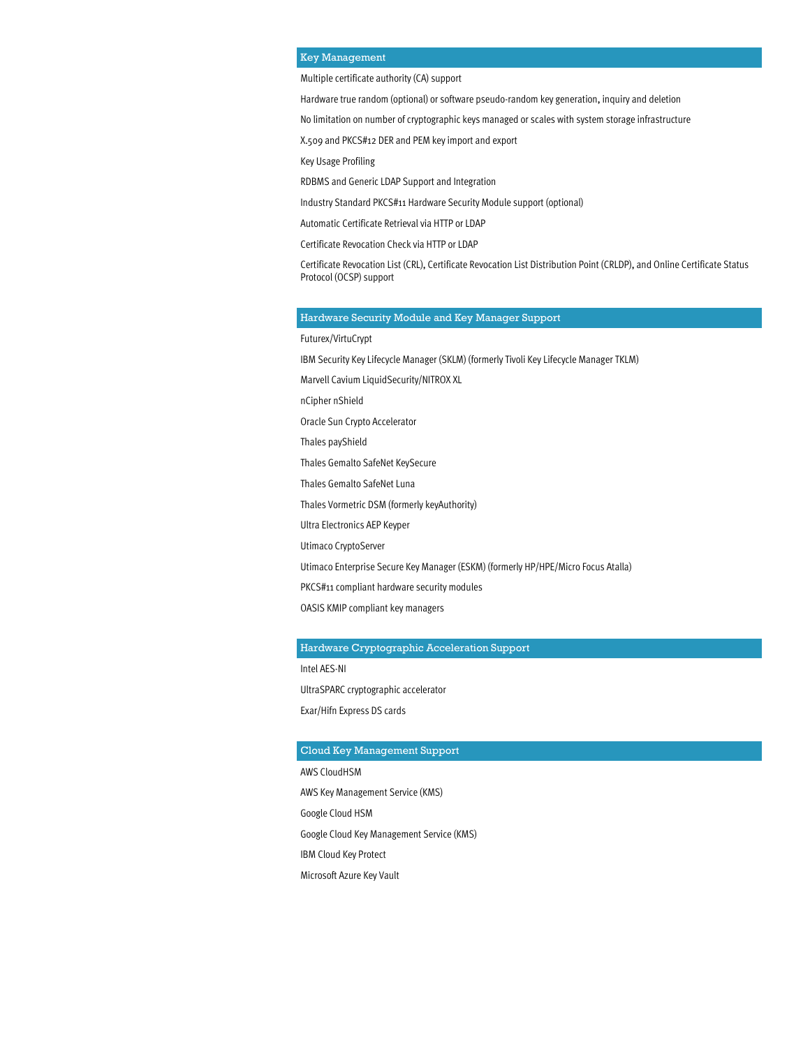## Key Management

Multiple certificate authority (CA) support

Hardware true random (optional) or software pseudo-random key generation, inquiry and deletion

No limitation on number of cryptographic keys managed or scales with system storage infrastructure

X.509 and PKCS#12 DER and PEM key import and export

Key Usage Profiling

RDBMS and Generic LDAP Support and Integration

Industry Standard PKCS#11 Hardware Security Module support (optional)

Automatic Certificate Retrieval via HTTP or LDAP

Certificate Revocation Check via HTTP or LDAP

Certificate Revocation List (CRL), Certificate Revocation List Distribution Point (CRLDP), and Online Certificate Status Protocol (OCSP) support

## Hardware Security Module and Key Manager Support

Futurex/VirtuCrypt

IBM Security Key Lifecycle Manager (SKLM) (formerly Tivoli Key Lifecycle Manager TKLM)

Marvell Cavium LiquidSecurity/NITROX XL

nCipher nShield

Oracle Sun Crypto Accelerator

Thales payShield

Thales Gemalto SafeNet KeySecure

Thales Gemalto SafeNet Luna

Thales Vormetric DSM (formerly keyAuthority)

Ultra Electronics AEP Keyper

Utimaco CryptoServer

Utimaco Enterprise Secure Key Manager (ESKM) (formerly HP/HPE/Micro Focus Atalla)

PKCS#11 compliant hardware security modules

OASIS KMIP compliant key managers

## Hardware Cryptographic Acceleration Support

Intel AES-NI

UltraSPARC cryptographic accelerator

Exar/Hifn Express DS cards

## Cloud Key Management Support

AWS CloudHSM

AWS Key Management Service (KMS)

Google Cloud HSM

Google Cloud Key Management Service (KMS)

IBM Cloud Key Protect

Microsoft Azure Key Vault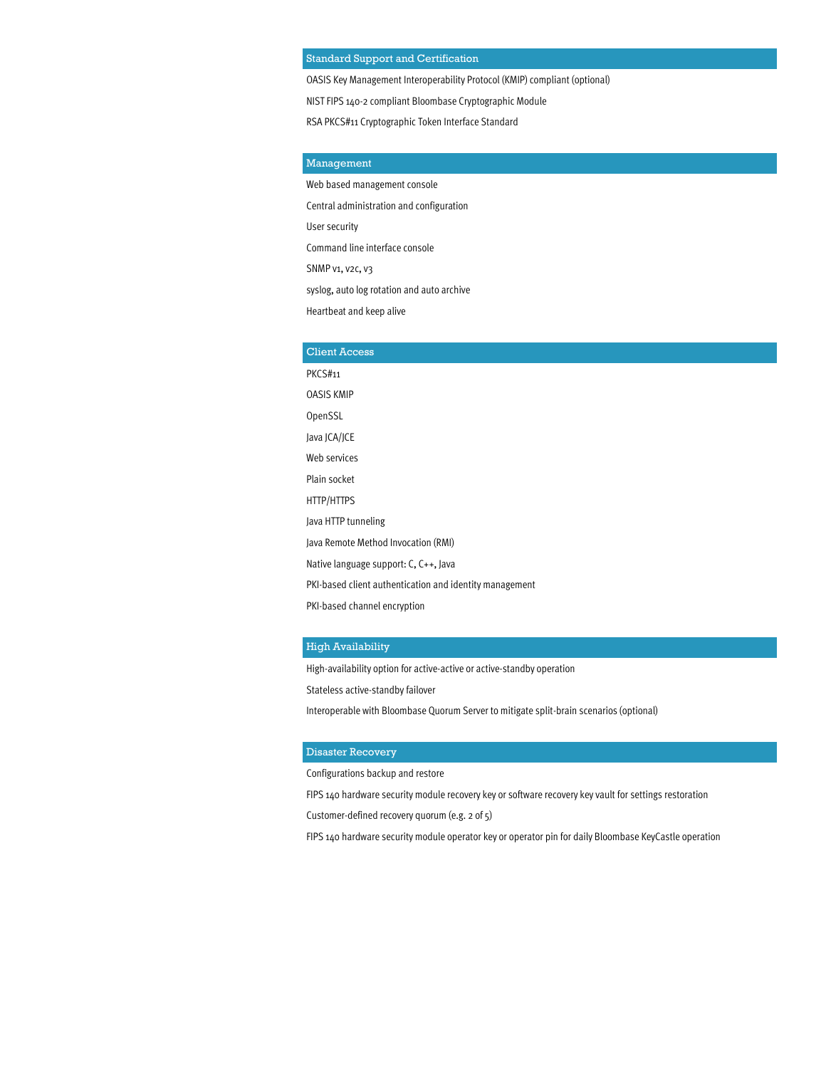## Standard Support and Certification

OASIS Key Management Interoperability Protocol (KMIP) compliant (optional)

NIST FIPS 140-2 compliant Bloombase Cryptographic Module

RSA PKCS#11 Cryptographic Token Interface Standard

## Management

Web based management console

Central administration and configuration

User security

Command line interface console

SNMP v1, v2c, v3

syslog, auto log rotation and auto archive

Heartbeat and keep alive

## Client Access

PKCS#11

OASIS KMIP

OpenSSL

Java JCA/JCE

Web services

Plain socket

HTTP/HTTPS

Java HTTP tunneling

Java Remote Method Invocation (RMI)

Native language support: C, C++, Java

PKI-based client authentication and identity management

PKI-based channel encryption

## High Availability

High-availability option for active-active or active-standby operation

Stateless active-standby failover

Interoperable with Bloombase Quorum Server to mitigate split-brain scenarios (optional)

## Disaster Recovery

Configurations backup and restore

FIPS 140 hardware security module recovery key or software recovery key vault for settings restoration

Customer-defined recovery quorum (e.g. 2 of 5)

FIPS 140 hardware security module operator key or operator pin for daily Bloombase KeyCastle operation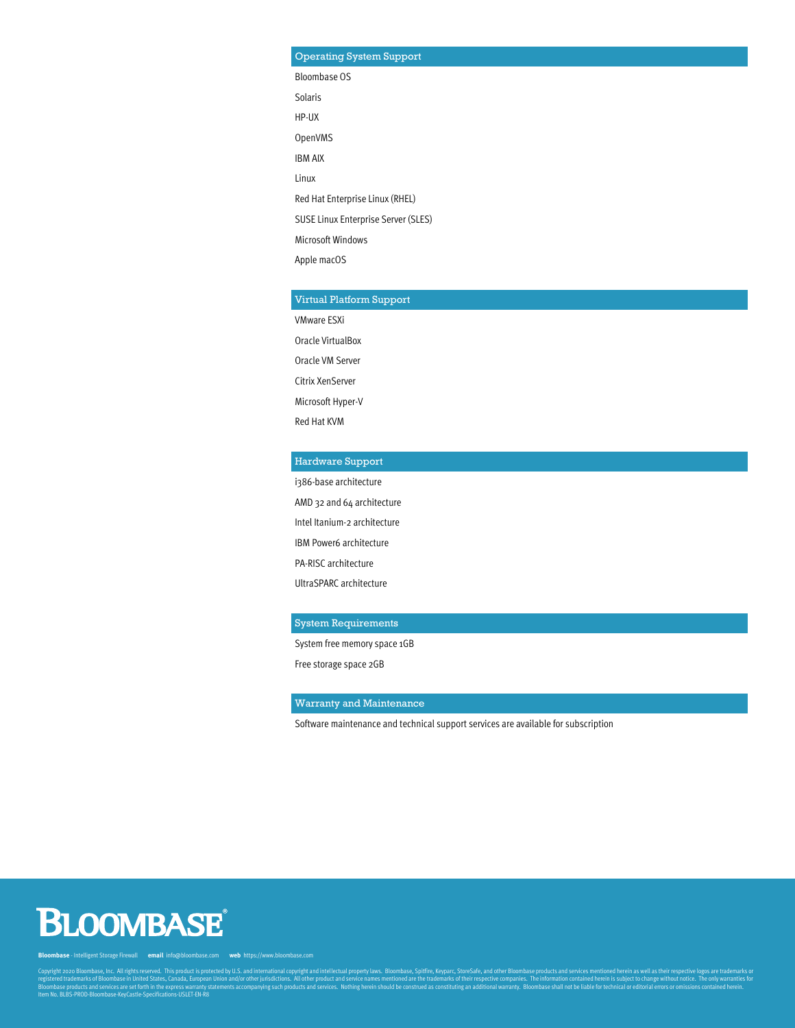## Operating System Support

Bloombase OS

Solaris

HP-UX

OpenVMS

IBM AIX

Linux

Red Hat Enterprise Linux (RHEL)

SUSE Linux Enterprise Server (SLES)

Microsoft Windows

Apple macOS

## Virtual Platform Support

VMware ESXi

Oracle VirtualBox

Oracle VM Server

Citrix XenServer

Microsoft Hyper-V

Red Hat KVM

## Hardware Support

i386-base architecture

AMD 32 and 64 architecture

Intel Itanium-2 architecture

IBM Power6 architecture

PA-RISC architecture

UltraSPARC architecture

## System Requirements

System free memory space 1GB

Free storage space 2GB

## Warranty and Maintenance

Software maintenance and technical support services are available for subscription

BLOOMBASE®

**Bloombase** - Intelligent Storage Firewall **email** info@bloombase.com **web** https://www.bloombase.com

Copyright 2020 Bloombase, Inc. All rights reserved. This product is protected by U.S. and international copyright and intellectual property laws. Bloombase, Spitfire, Keyparc, StoreSafe, and other Bloombase products and services mentioned herein as well as their respective logos are trademarks or registered trademarks of Bloombase in United States, Canada, European Union and/or other jurisdictions. All other product and service names mentioned are the trademarks of their respective companies. The information contained herein is subject to change without notice. The only warranties for Bloombase products and services are set forth in the express warranty statements accompanying such products and services. Nothing herein should be construed as constituting an additional warranty. Bloombase shall not be liable for technical or editorial errors or omissions contained herein.
Item No. BLBS-PROD-Bloombase-KeyCastle-Specifications-USLET-EN-R8